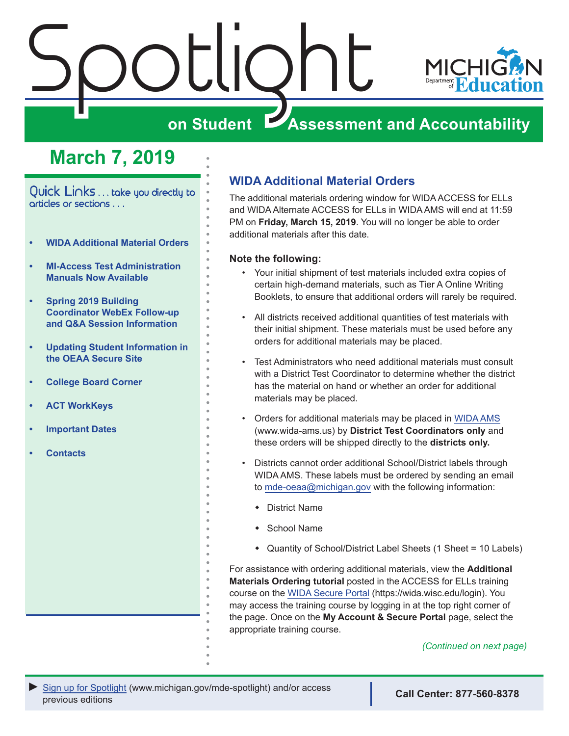# Spotlight on Student Assessment and Accountability

## March 7, 2019

Quick Links . . . take you directly to articles or sections . . .

- **WIDA Additional Material Orders**
- **MI-Access Test Administration Manuals Now Available**
- **Spring 2019 Building Coordinator WebEx Follow-up and Q&A Session Information**
- **Updating Student Information in the OEAA Secure Site**
- **College Board Corner**
- **ACT WorkKeys**
- **Important Dates**
- **Contacts**

## WIDA Additional Material Orders

The additional materials ordering window for WIDA ACCESS for ELLs and WIDA Alternate ACCESS for ELLs in WIDA AMS will end at 11:59 PM on **Friday, March 15, 2019**. You will no longer be able to order additional materials after this date.

**Note the following:**

- Your initial shipment of test materials included extra copies of certain high-demand materials, such as Tier A Online Writing Booklets, to ensure that additional orders will rarely be required.
- All districts received additional quantities of test materials with their initial shipment. These materials must be used before any orders for additional materials may be placed.
- Test Administrators who need additional materials must consult with a District Test Coordinator to determine whether the district has the material on hand or whether an order for additional materials may be placed.
- Orders for additional materials may be placed in WIDA AMS (www.wida-ams.us) by **District Test Coordinators only** and these orders will be shipped directly to the **districts only.**
- Districts cannot order additional School/District labels through WIDA AMS. These labels must be ordered by sending an email to mde-oeaa@michigan.gov with the following information:
    - District Name
    - School Name
    - Quantity of School/District Label Sheets (1 Sheet = 10 Labels)

For assistance with ordering additional materials, view the **Additional Materials Ordering tutorial** posted in the ACCESS for ELLs training course on the WIDA Secure Portal (https://wida.wisc.edu/login). You may access the training course by logging in at the top right corner of the page. Once on the **My Account & Secure Portal** page, select the appropriate training course.

*(Continued on next page)*

Sign up for Spotlight (www.michigan.gov/mde-spotlight) and/or access previous editions

**Call Center: 877-560-8378**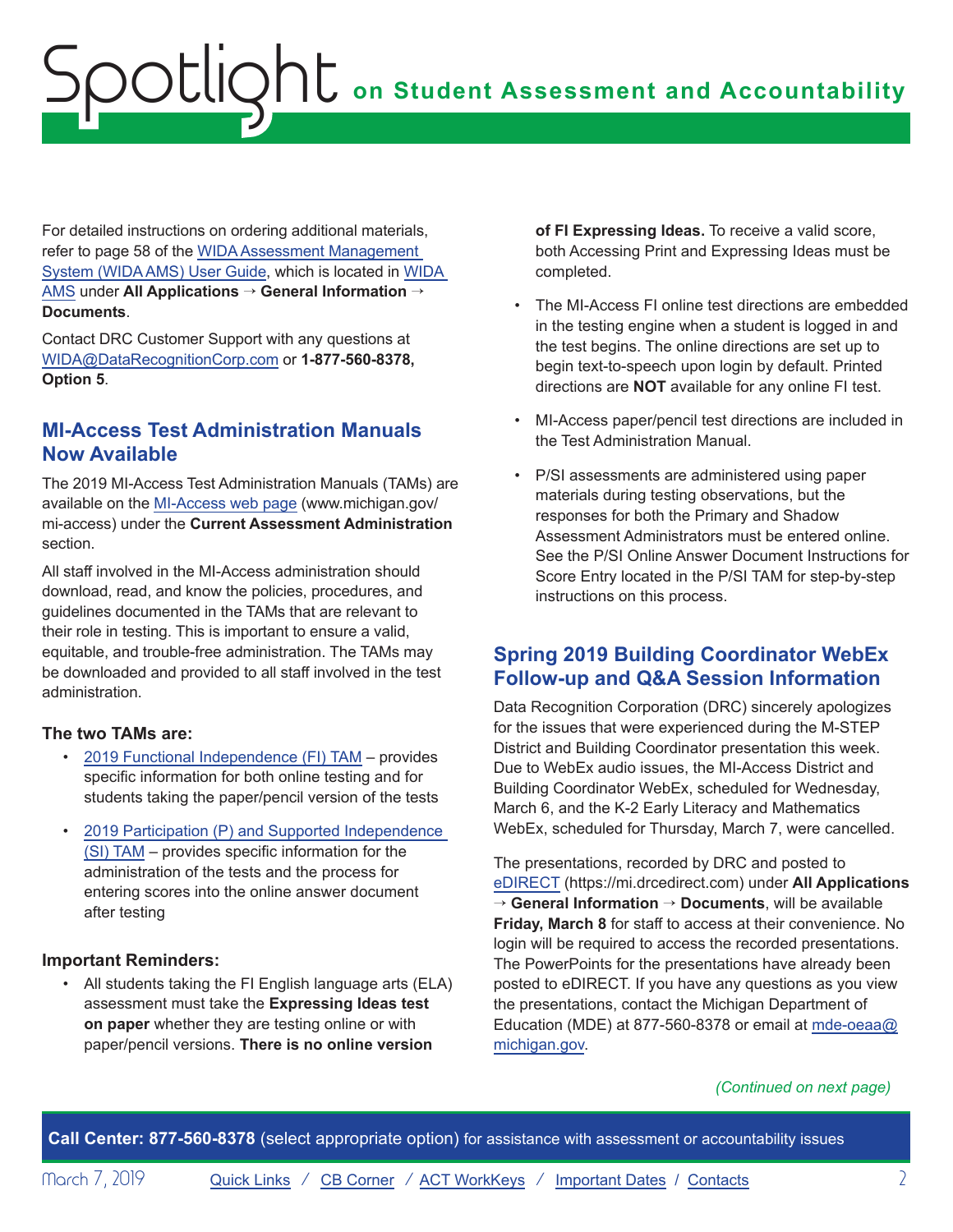For detailed instructions on ordering additional materials, refer to page 58 of the WIDA Assessment Management System (WIDA AMS) User Guide, which is located in WIDA AMS under **All Applications → General Information → Documents**.

Contact DRC Customer Support with any questions at WIDA@DataRecognitionCorp.com or **1-877-560-8378, Option 5**.

## MI-Access Test Administration Manuals Now Available

The 2019 MI-Access Test Administration Manuals (TAMs) are available on the MI-Access web page (www.michigan.gov/mi-access) under the **Current Assessment Administration** section.

All staff involved in the MI-Access administration should download, read, and know the policies, procedures, and guidelines documented in the TAMs that are relevant to their role in testing. This is important to ensure a valid, equitable, and trouble-free administration. The TAMs may be downloaded and provided to all staff involved in the test administration.

### The two TAMs are:

- 2019 Functional Independence (FI) TAM – provides specific information for both online testing and for students taking the paper/pencil version of the tests
- 2019 Participation (P) and Supported Independence (SI) TAM – provides specific information for the administration of the tests and the process for entering scores into the online answer document after testing

### Important Reminders:

- All students taking the FI English language arts (ELA) assessment must take the **Expressing Ideas test on paper** whether they are testing online or with paper/pencil versions. **There is no online version of FI Expressing Ideas.** To receive a valid score, both Accessing Print and Expressing Ideas must be completed.
- The MI-Access FI online test directions are embedded in the testing engine when a student is logged in and the test begins. The online directions are set up to begin text-to-speech upon login by default. Printed directions are **NOT** available for any online FI test.
- MI-Access paper/pencil test directions are included in the Test Administration Manual.
- P/SI assessments are administered using paper materials during testing observations, but the responses for both the Primary and Shadow Assessment Administrators must be entered online. See the P/SI Online Answer Document Instructions for Score Entry located in the P/SI TAM for step-by-step instructions on this process.

## Spring 2019 Building Coordinator WebEx Follow-up and Q&A Session Information

Data Recognition Corporation (DRC) sincerely apologizes for the issues that were experienced during the M-STEP District and Building Coordinator presentation this week. Due to WebEx audio issues, the MI-Access District and Building Coordinator WebEx, scheduled for Wednesday, March 6, and the K-2 Early Literacy and Mathematics WebEx, scheduled for Thursday, March 7, were cancelled.

The presentations, recorded by DRC and posted to eDIRECT (https://mi.drcedirect.com) under **All Applications → General Information → Documents**, will be available **Friday, March 8** for staff to access at their convenience. No login will be required to access the recorded presentations. The PowerPoints for the presentations have already been posted to eDIRECT. If you have any questions as you view the presentations, contact the Michigan Department of Education (MDE) at 877-560-8378 or email at mde-oeaa@michigan.gov.

*(Continued on next page)*

**Call Center: 877-560-8378** (select appropriate option) for assistance with assessment or accountability issues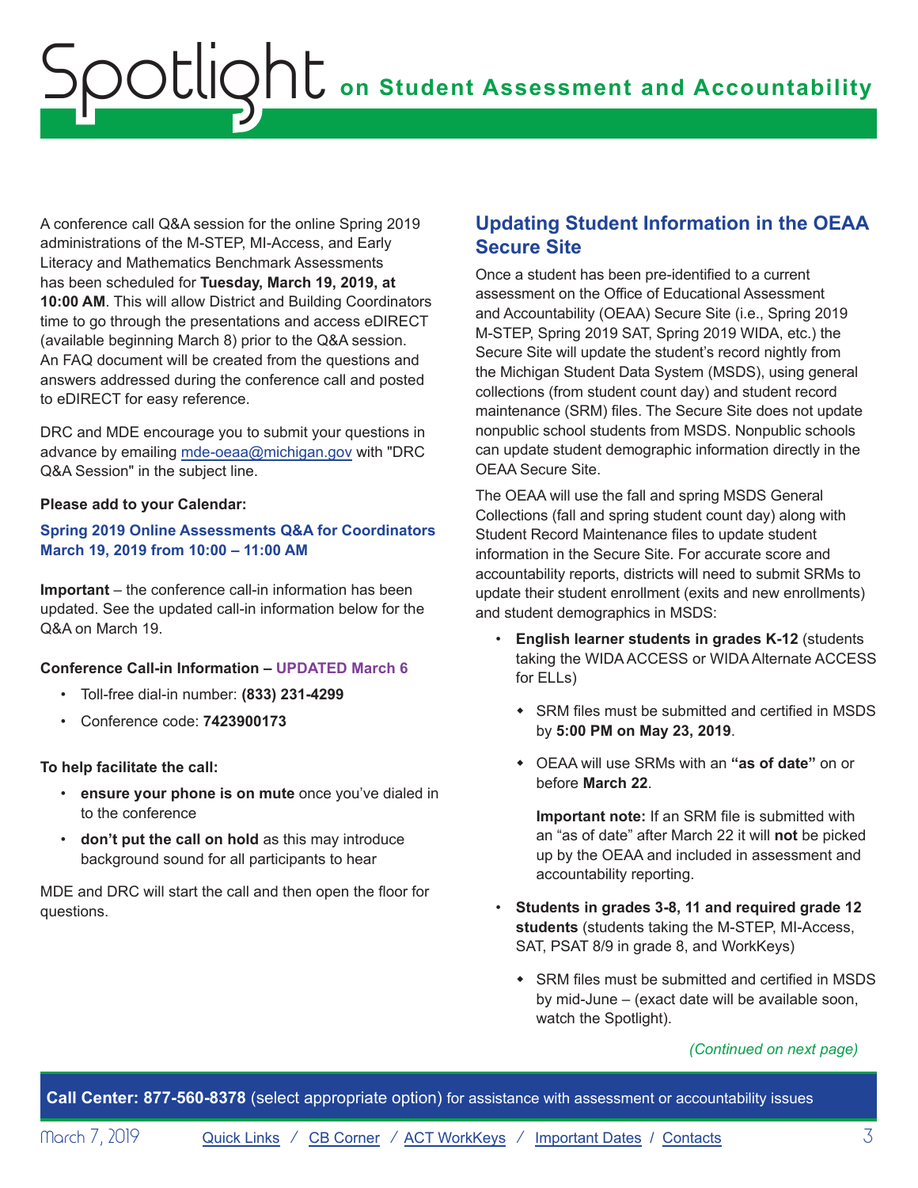A conference call Q&A session for the online Spring 2019 administrations of the M-STEP, MI-Access, and Early Literacy and Mathematics Benchmark Assessments has been scheduled for **Tuesday, March 19, 2019, at 10:00 AM**. This will allow District and Building Coordinators time to go through the presentations and access eDIRECT (available beginning March 8) prior to the Q&A session. An FAQ document will be created from the questions and answers addressed during the conference call and posted to eDIRECT for easy reference.

DRC and MDE encourage you to submit your questions in advance by emailing mde-oeaa@michigan.gov with "DRC Q&A Session" in the subject line.

**Please add to your Calendar:**

**Spring 2019 Online Assessments Q&A for Coordinators March 19, 2019 from 10:00 – 11:00 AM**

**Important** – the conference call-in information has been updated. See the updated call-in information below for the Q&A on March 19.

**Conference Call-in Information – UPDATED March 6**

- Toll-free dial-in number: **(833) 231-4299**
- Conference code: **7423900173**

**To help facilitate the call:**

- **ensure your phone is on mute** once you've dialed in to the conference
- **don't put the call on hold** as this may introduce background sound for all participants to hear

MDE and DRC will start the call and then open the floor for questions.

## Updating Student Information in the OEAA Secure Site

Once a student has been pre-identified to a current assessment on the Office of Educational Assessment and Accountability (OEAA) Secure Site (i.e., Spring 2019 M-STEP, Spring 2019 SAT, Spring 2019 WIDA, etc.) the Secure Site will update the student's record nightly from the Michigan Student Data System (MSDS), using general collections (from student count day) and student record maintenance (SRM) files. The Secure Site does not update nonpublic school students from MSDS. Nonpublic schools can update student demographic information directly in the OEAA Secure Site.

The OEAA will use the fall and spring MSDS General Collections (fall and spring student count day) along with Student Record Maintenance files to update student information in the Secure Site. For accurate score and accountability reports, districts will need to submit SRMs to update their student enrollment (exits and new enrollments) and student demographics in MSDS:

- **English learner students in grades K-12** (students taking the WIDA ACCESS or WIDA Alternate ACCESS for ELLs)
  - SRM files must be submitted and certified in MSDS by **5:00 PM on May 23, 2019**.
  - OEAA will use SRMs with an **"as of date"** on or before **March 22**.

    **Important note:** If an SRM file is submitted with an "as of date" after March 22 it will **not** be picked up by the OEAA and included in assessment and accountability reporting.
- **Students in grades 3-8, 11 and required grade 12 students** (students taking the M-STEP, MI-Access, SAT, PSAT 8/9 in grade 8, and WorkKeys)
  - SRM files must be submitted and certified in MSDS by mid-June – (exact date will be available soon, watch the Spotlight).

*(Continued on next page)*

**Call Center: 877-560-8378** (select appropriate option) for assistance with assessment or accountability issues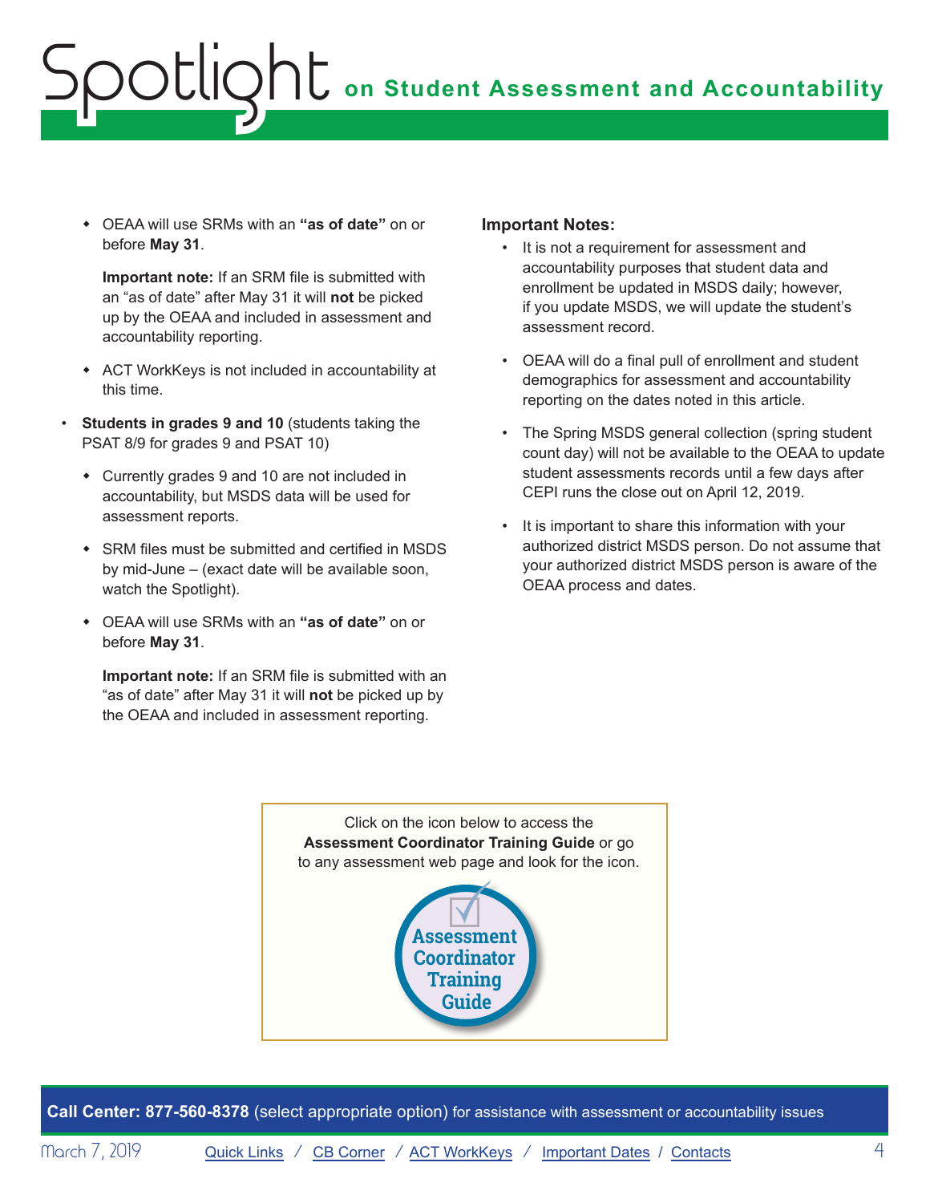- OEAA will use SRMs with an **"as of date"** on or before **May 31**.

  **Important note:** If an SRM file is submitted with an "as of date" after May 31 it will **not** be picked up by the OEAA and included in assessment and accountability reporting.

- ACT WorkKeys is not included in accountability at this time.

- **Students in grades 9 and 10** (students taking the PSAT 8/9 for grades 9 and PSAT 10)
  - Currently grades 9 and 10 are not included in accountability, but MSDS data will be used for assessment reports.
  - SRM files must be submitted and certified in MSDS by mid-June – (exact date will be available soon, watch the Spotlight).
  - OEAA will use SRMs with an **"as of date"** on or before **May 31**.

    **Important note:** If an SRM file is submitted with an "as of date" after May 31 it will **not** be picked up by the OEAA and included in assessment reporting.

**Important Notes:**

- It is not a requirement for assessment and accountability purposes that student data and enrollment be updated in MSDS daily; however, if you update MSDS, we will update the student's assessment record.
- OEAA will do a final pull of enrollment and student demographics for assessment and accountability reporting on the dates noted in this article.
- The Spring MSDS general collection (spring student count day) will not be available to the OEAA to update student assessments records until a few days after CEPI runs the close out on April 12, 2019.
- It is important to share this information with your authorized district MSDS person. Do not assume that your authorized district MSDS person is aware of the OEAA process and dates.

Click on the icon below to access the **Assessment Coordinator Training Guide** or go to any assessment web page and look for the icon.

Assessment Coordinator Training Guide

**Call Center: 877-560-8378** (select appropriate option) for assistance with assessment or accountability issues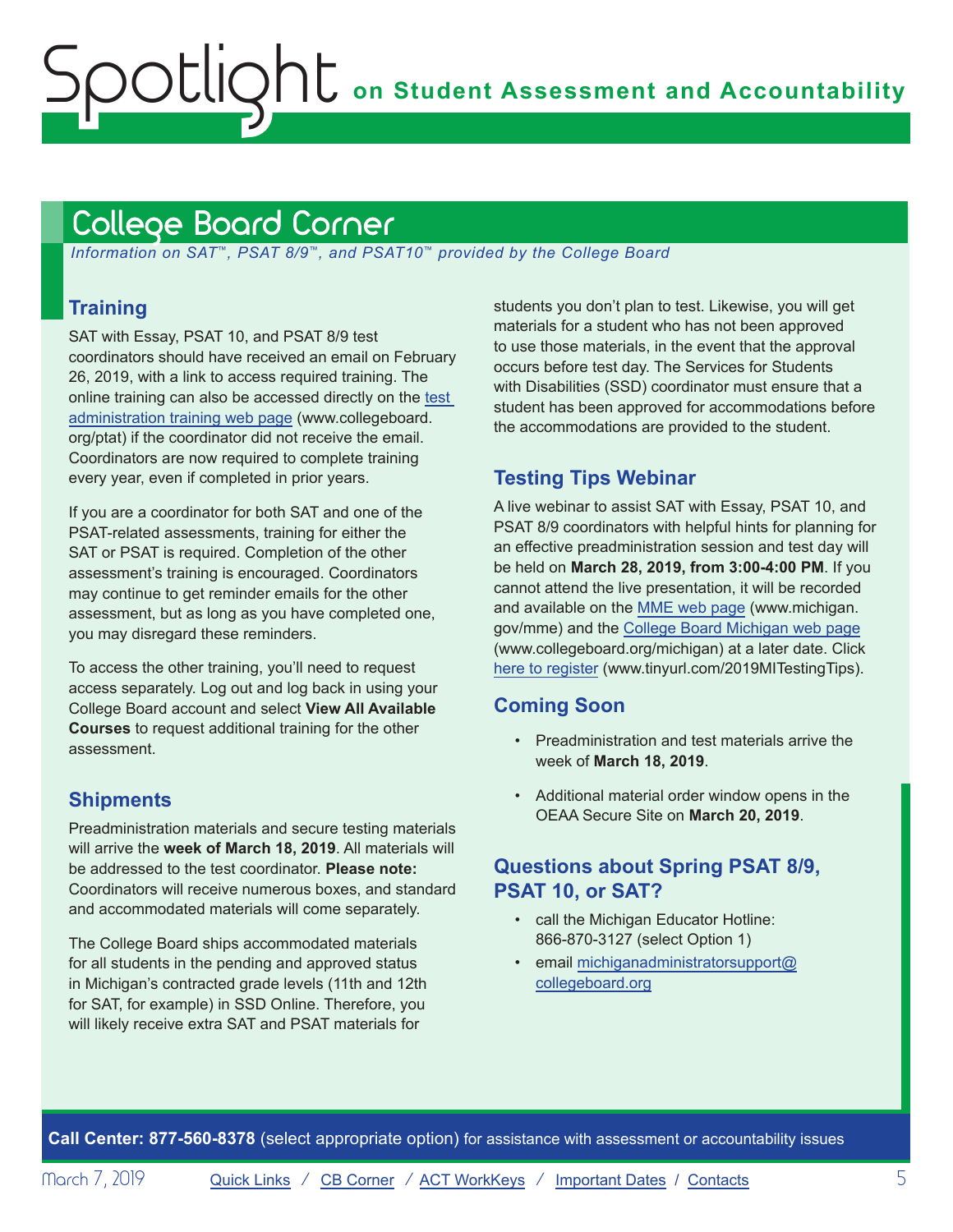## College Board Corner

*Information on SAT™, PSAT 8/9™, and PSAT10™ provided by the College Board*

### Training

SAT with Essay, PSAT 10, and PSAT 8/9 test coordinators should have received an email on February 26, 2019, with a link to access required training. The online training can also be accessed directly on the test administration training web page (www.collegeboard.org/ptat) if the coordinator did not receive the email. Coordinators are now required to complete training every year, even if completed in prior years.

If you are a coordinator for both SAT and one of the PSAT-related assessments, training for either the SAT or PSAT is required. Completion of the other assessment's training is encouraged. Coordinators may continue to get reminder emails for the other assessment, but as long as you have completed one, you may disregard these reminders.

To access the other training, you'll need to request access separately. Log out and log back in using your College Board account and select **View All Available Courses** to request additional training for the other assessment.

### Shipments

Preadministration materials and secure testing materials will arrive the **week of March 18, 2019**. All materials will be addressed to the test coordinator. **Please note:** Coordinators will receive numerous boxes, and standard and accommodated materials will come separately.

The College Board ships accommodated materials for all students in the pending and approved status in Michigan's contracted grade levels (11th and 12th for SAT, for example) in SSD Online. Therefore, you will likely receive extra SAT and PSAT materials for students you don't plan to test. Likewise, you will get materials for a student who has not been approved to use those materials, in the event that the approval occurs before test day. The Services for Students with Disabilities (SSD) coordinator must ensure that a student has been approved for accommodations before the accommodations are provided to the student.

### Testing Tips Webinar

A live webinar to assist SAT with Essay, PSAT 10, and PSAT 8/9 coordinators with helpful hints for planning for an effective preadministration session and test day will be held on **March 28, 2019, from 3:00-4:00 PM**. If you cannot attend the live presentation, it will be recorded and available on the MME web page (www.michigan.gov/mme) and the College Board Michigan web page (www.collegeboard.org/michigan) at a later date. Click here to register (www.tinyurl.com/2019MITestingTips).

### Coming Soon

- Preadministration and test materials arrive the week of **March 18, 2019**.
- Additional material order window opens in the OEAA Secure Site on **March 20, 2019**.

### Questions about Spring PSAT 8/9, PSAT 10, or SAT?

- call the Michigan Educator Hotline: 866-870-3127 (select Option 1)
- email michiganadministratorsupport@collegeboard.org

**Call Center: 877-560-8378** (select appropriate option) for assistance with assessment or accountability issues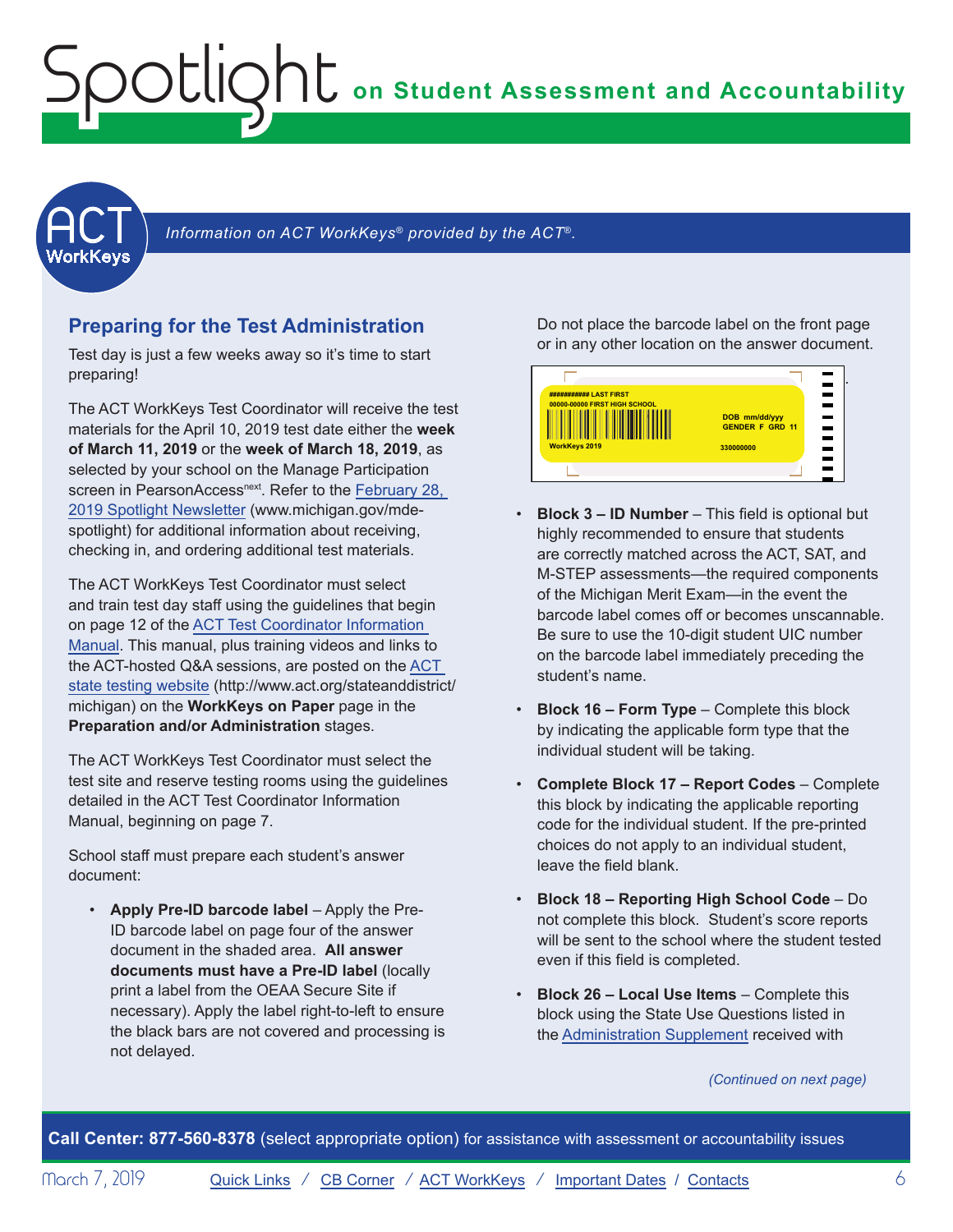*Information on ACT WorkKeys® provided by the ACT®.*

## Preparing for the Test Administration

Test day is just a few weeks away so it's time to start preparing!

The ACT WorkKeys Test Coordinator will receive the test materials for the April 10, 2019 test date either the **week of March 11, 2019** or the **week of March 18, 2019**, as selected by your school on the Manage Participation screen in PearsonAccess[next]. Refer to the February 28, 2019 Spotlight Newsletter (www.michigan.gov/mde-spotlight) for additional information about receiving, checking in, and ordering additional test materials.

The ACT WorkKeys Test Coordinator must select and train test day staff using the guidelines that begin on page 12 of the ACT Test Coordinator Information Manual. This manual, plus training videos and links to the ACT-hosted Q&A sessions, are posted on the ACT state testing website (http://www.act.org/stateanddistrict/michigan) on the **WorkKeys on Paper** page in the **Preparation and/or Administration** stages.

The ACT WorkKeys Test Coordinator must select the test site and reserve testing rooms using the guidelines detailed in the ACT Test Coordinator Information Manual, beginning on page 7.

School staff must prepare each student's answer document:

- **Apply Pre-ID barcode label** – Apply the Pre-ID barcode label on page four of the answer document in the shaded area. **All answer documents must have a Pre-ID label** (locally print a label from the OEAA Secure Site if necessary). Apply the label right-to-left to ensure the black bars are not covered and processing is not delayed.

Do not place the barcode label on the front page or in any other location on the answer document.

- **Block 3 – ID Number** – This field is optional but highly recommended to ensure that students are correctly matched across the ACT, SAT, and M-STEP assessments—the required components of the Michigan Merit Exam—in the event the barcode label comes off or becomes unscannable. Be sure to use the 10-digit student UIC number on the barcode label immediately preceding the student's name.
- **Block 16 – Form Type** – Complete this block by indicating the applicable form type that the individual student will be taking.
- **Complete Block 17 – Report Codes** – Complete this block by indicating the applicable reporting code for the individual student. If the pre-printed choices do not apply to an individual student, leave the field blank.
- **Block 18 – Reporting High School Code** – Do not complete this block. Student's score reports will be sent to the school where the student tested even if this field is completed.
- **Block 26 – Local Use Items** – Complete this block using the State Use Questions listed in the Administration Supplement received with

*(Continued on next page)*

**Call Center: 877-560-8378** (select appropriate option) for assistance with assessment or accountability issues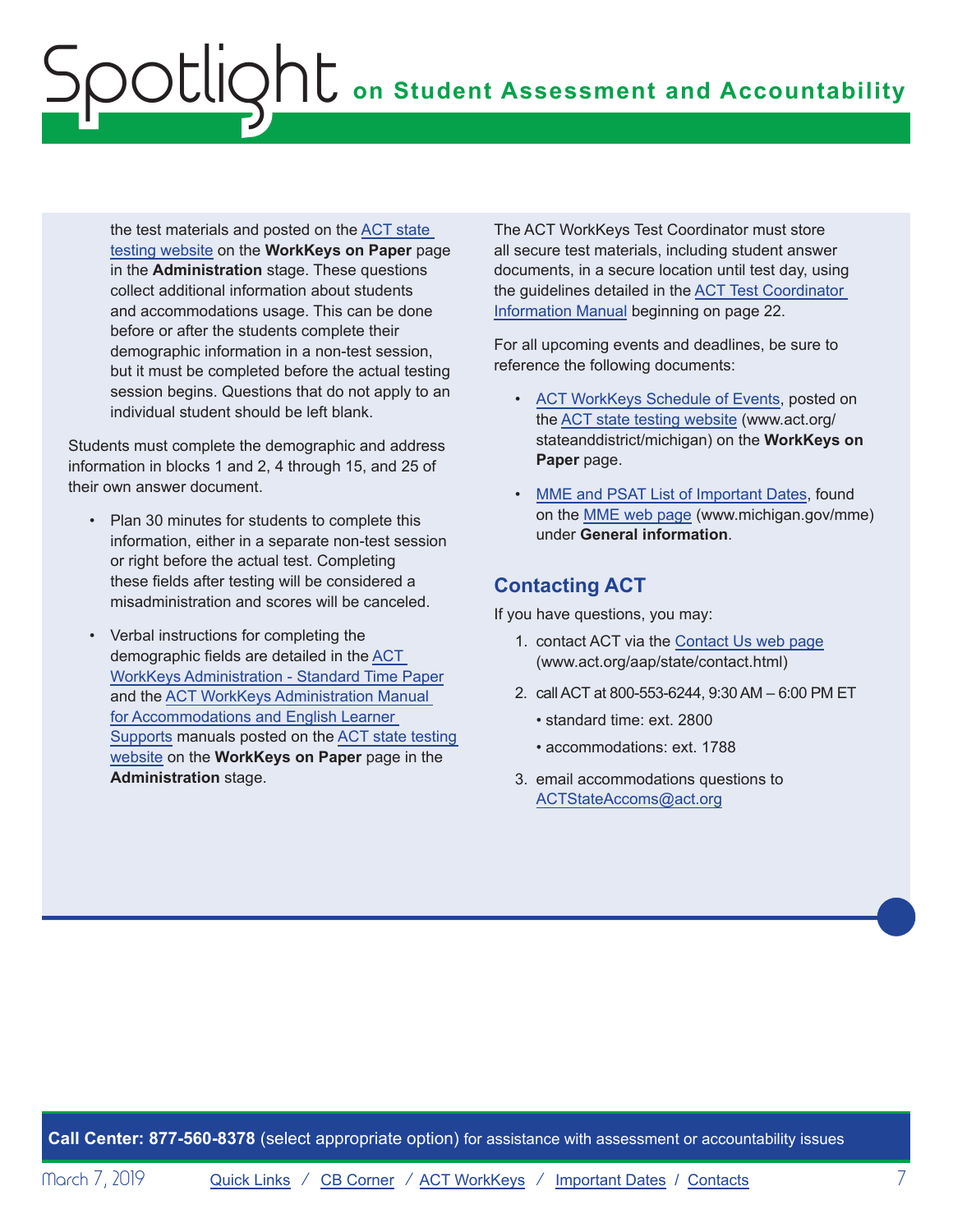the test materials and posted on the ACT state testing website on the **WorkKeys on Paper** page in the **Administration** stage. These questions collect additional information about students and accommodations usage. This can be done before or after the students complete their demographic information in a non-test session, but it must be completed before the actual testing session begins. Questions that do not apply to an individual student should be left blank.

Students must complete the demographic and address information in blocks 1 and 2, 4 through 15, and 25 of their own answer document.

- Plan 30 minutes for students to complete this information, either in a separate non-test session or right before the actual test. Completing these fields after testing will be considered a misadministration and scores will be canceled.
- Verbal instructions for completing the demographic fields are detailed in the ACT WorkKeys Administration - Standard Time Paper and the ACT WorkKeys Administration Manual for Accommodations and English Learner Supports manuals posted on the ACT state testing website on the **WorkKeys on Paper** page in the **Administration** stage.

The ACT WorkKeys Test Coordinator must store all secure test materials, including student answer documents, in a secure location until test day, using the guidelines detailed in the ACT Test Coordinator Information Manual beginning on page 22.

For all upcoming events and deadlines, be sure to reference the following documents:

- ACT WorkKeys Schedule of Events, posted on the ACT state testing website (www.act.org/stateanddistrict/michigan) on the **WorkKeys on Paper** page.
- MME and PSAT List of Important Dates, found on the MME web page (www.michigan.gov/mme) under **General information**.

## Contacting ACT

If you have questions, you may:

1. contact ACT via the Contact Us web page (www.act.org/aap/state/contact.html)
2. call ACT at 800-553-6244, 9:30 AM – 6:00 PM ET
   - standard time: ext. 2800
   - accommodations: ext. 1788
3. email accommodations questions to ACTStateAccoms@act.org

**Call Center: 877-560-8378** (select appropriate option) for assistance with assessment or accountability issues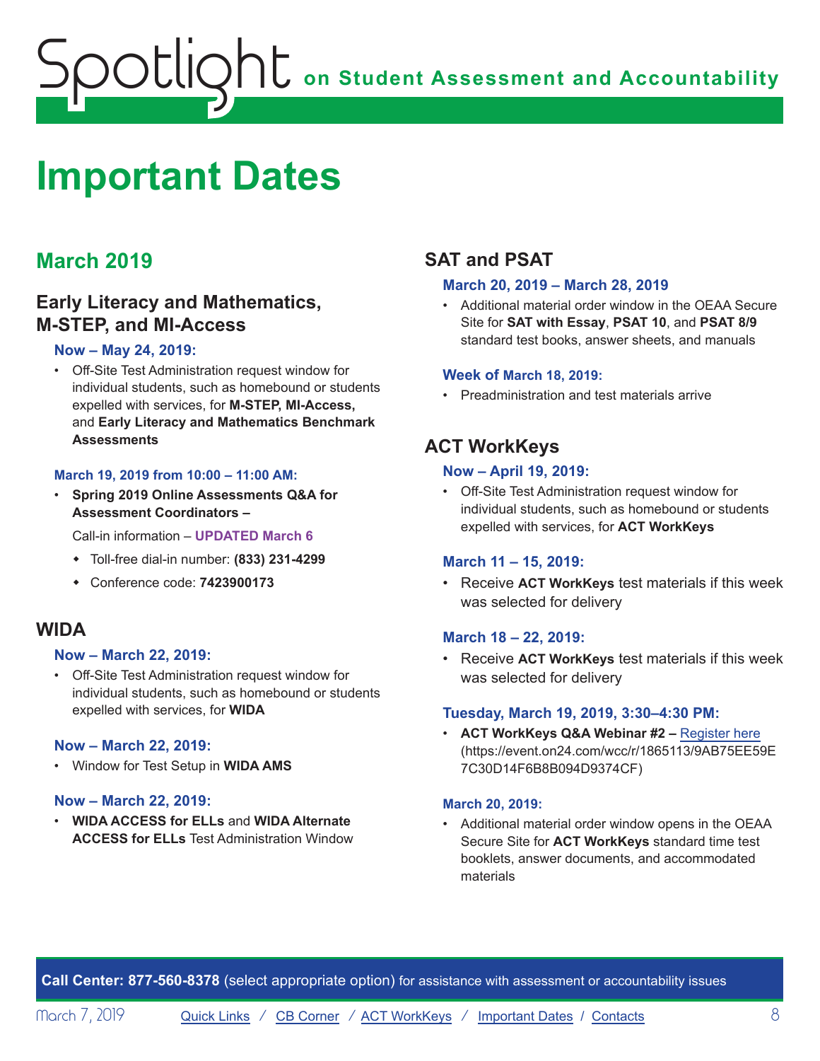# Important Dates

## March 2019

### Early Literacy and Mathematics, M-STEP, and MI-Access

**Now – May 24, 2019:**

- Off-Site Test Administration request window for individual students, such as homebound or students expelled with services, for **M-STEP, MI-Access,** and **Early Literacy and Mathematics Benchmark Assessments**

**March 19, 2019 from 10:00 – 11:00 AM:**

- **Spring 2019 Online Assessments Q&A for Assessment Coordinators –**

  Call-in information – **UPDATED March 6**

  - Toll-free dial-in number: **(833) 231-4299**
  - Conference code: **7423900173**

### WIDA

**Now – March 22, 2019:**

- Off-Site Test Administration request window for individual students, such as homebound or students expelled with services, for **WIDA**

**Now – March 22, 2019:**

- Window for Test Setup in **WIDA AMS**

**Now – March 22, 2019:**

- **WIDA ACCESS for ELLs** and **WIDA Alternate ACCESS for ELLs** Test Administration Window

### SAT and PSAT

**March 20, 2019 – March 28, 2019**

- Additional material order window in the OEAA Secure Site for **SAT with Essay**, **PSAT 10**, and **PSAT 8/9** standard test books, answer sheets, and manuals

**Week of March 18, 2019:**

- Preadministration and test materials arrive

### ACT WorkKeys

**Now – April 19, 2019:**

- Off-Site Test Administration request window for individual students, such as homebound or students expelled with services, for **ACT WorkKeys**

**March 11 – 15, 2019:**

- Receive **ACT WorkKeys** test materials if this week was selected for delivery

**March 18 – 22, 2019:**

- Receive **ACT WorkKeys** test materials if this week was selected for delivery

**Tuesday, March 19, 2019, 3:30–4:30 PM:**

- **ACT WorkKeys Q&A Webinar #2 –** [Register here](https://event.on24.com/wcc/r/1865113/9AB75EE59E7C30D14F6B8B094D9374CF) (https://event.on24.com/wcc/r/1865113/9AB75EE59E7C30D14F6B8B094D9374CF)

**March 20, 2019:**

- Additional material order window opens in the OEAA Secure Site for **ACT WorkKeys** standard time test booklets, answer documents, and accommodated materials

**Call Center: 877-560-8378** (select appropriate option) for assistance with assessment or accountability issues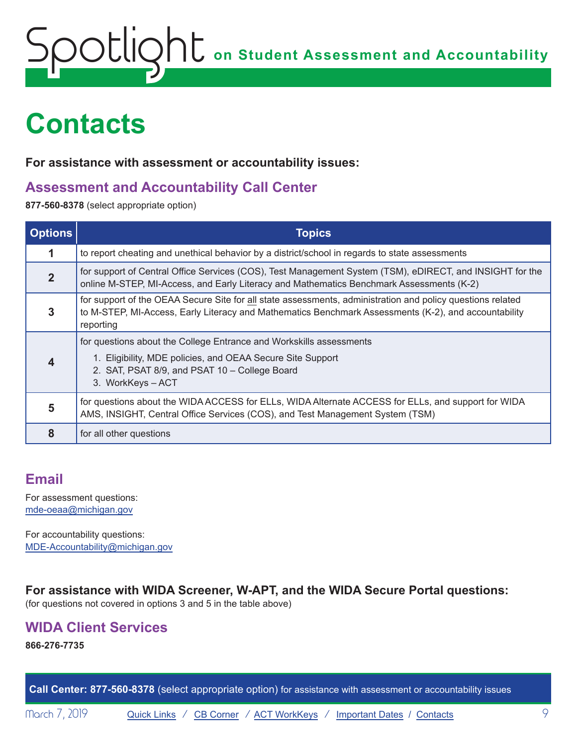# Contacts

**For assistance with assessment or accountability issues:**

## Assessment and Accountability Call Center

**877-560-8378** (select appropriate option)

| Options | Topics |
|---|---|
| **1** | to report cheating and unethical behavior by a district/school in regards to state assessments |
| **2** | for support of Central Office Services (COS), Test Management System (TSM), eDIRECT, and INSIGHT for the online M-STEP, MI-Access, and Early Literacy and Mathematics Benchmark Assessments (K-2) |
| **3** | for support of the OEAA Secure Site for all state assessments, administration and policy questions related to M-STEP, MI-Access, Early Literacy and Mathematics Benchmark Assessments (K-2), and accountability reporting |
| **4** | for questions about the College Entrance and Workskills assessments<br>1. Eligibility, MDE policies, and OEAA Secure Site Support<br>2. SAT, PSAT 8/9, and PSAT 10 – College Board<br>3. WorkKeys – ACT |
| **5** | for questions about the WIDA ACCESS for ELLs, WIDA Alternate ACCESS for ELLs, and support for WIDA AMS, INSIGHT, Central Office Services (COS), and Test Management System (TSM) |
| **8** | for all other questions |

## Email

For assessment questions:
mde-oeaa@michigan.gov

For accountability questions:
MDE-Accountability@michigan.gov

**For assistance with WIDA Screener, W-APT, and the WIDA Secure Portal questions:**
(for questions not covered in options 3 and 5 in the table above)

## WIDA Client Services

**866-276-7735**

**Call Center: 877-560-8378** (select appropriate option) for assistance with assessment or accountability issues